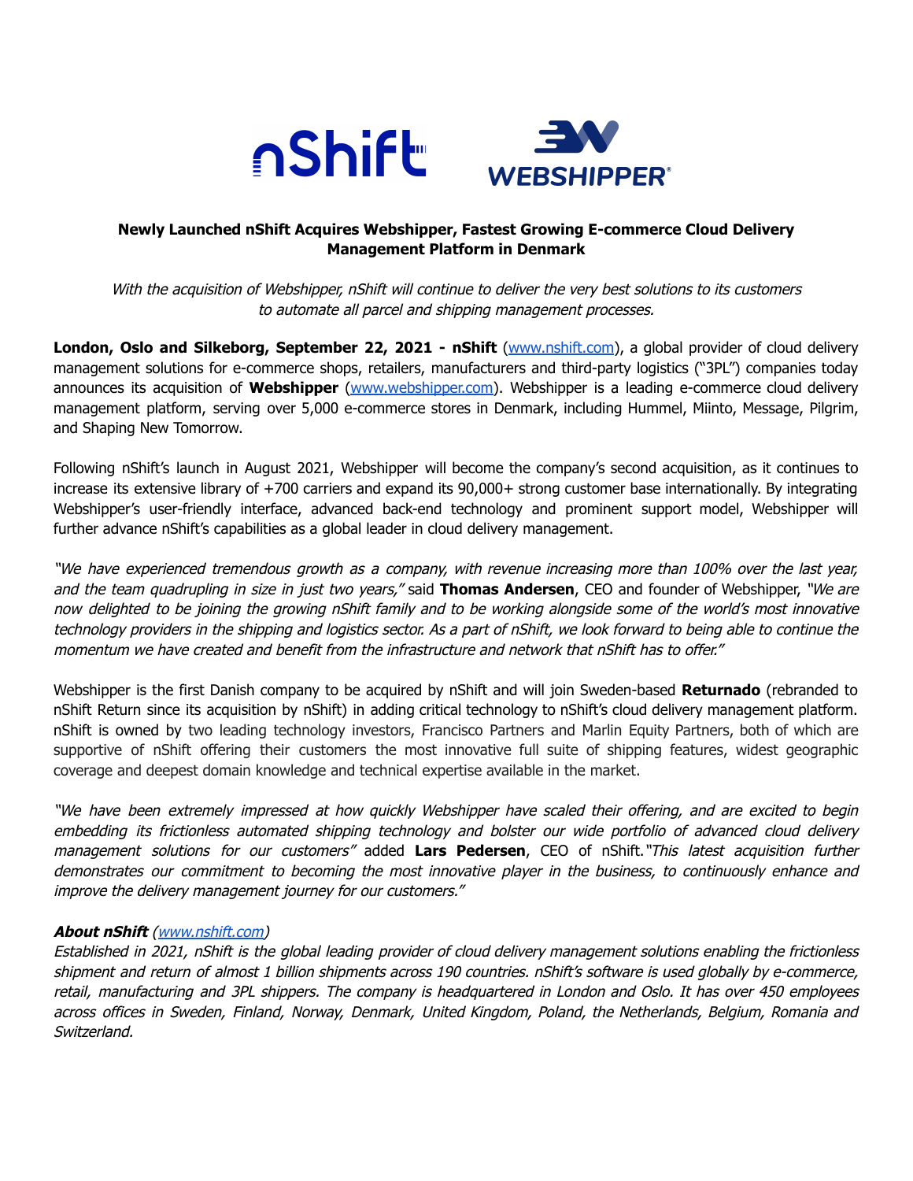# Newly Launched nShift Acquires Webshipper, Fastest Growing E-commerce Cloud Delivery Management Platform in Denmark

*With the acquisition of Webshipper, nShift will continue to deliver the very best solutions to its customers to automate all parcel and shipping management processes.*

**London, Oslo and Silkeborg, September 22, 2021 - nShift** (www.nshift.com), a global provider of cloud delivery management solutions for e-commerce shops, retailers, manufacturers and third-party logistics ("3PL") companies today announces its acquisition of **Webshipper** (www.webshipper.com). Webshipper is a leading e-commerce cloud delivery management platform, serving over 5,000 e-commerce stores in Denmark, including Hummel, Miinto, Message, Pilgrim, and Shaping New Tomorrow.

Following nShift's launch in August 2021, Webshipper will become the company's second acquisition, as it continues to increase its extensive library of +700 carriers and expand its 90,000+ strong customer base internationally. By integrating Webshipper's user-friendly interface, advanced back-end technology and prominent support model, Webshipper will further advance nShift's capabilities as a global leader in cloud delivery management.

*"We have experienced tremendous growth as a company, with revenue increasing more than 100% over the last year, and the team quadrupling in size in just two years,"* said **Thomas Andersen**, CEO and founder of Webshipper, *"We are now delighted to be joining the growing nShift family and to be working alongside some of the world's most innovative technology providers in the shipping and logistics sector. As a part of nShift, we look forward to being able to continue the momentum we have created and benefit from the infrastructure and network that nShift has to offer."*

Webshipper is the first Danish company to be acquired by nShift and will join Sweden-based **Returnado** (rebranded to nShift Return since its acquisition by nShift) in adding critical technology to nShift's cloud delivery management platform. nShift is owned by two leading technology investors, Francisco Partners and Marlin Equity Partners, both of which are supportive of nShift offering their customers the most innovative full suite of shipping features, widest geographic coverage and deepest domain knowledge and technical expertise available in the market.

*"We have been extremely impressed at how quickly Webshipper have scaled their offering, and are excited to begin embedding its frictionless automated shipping technology and bolster our wide portfolio of advanced cloud delivery management solutions for our customers"* added **Lars Pedersen**, CEO of nShift. *"This latest acquisition further demonstrates our commitment to becoming the most innovative player in the business, to continuously enhance and improve the delivery management journey for our customers."*

***About nShift*** *(www.nshift.com)*
*Established in 2021, nShift is the global leading provider of cloud delivery management solutions enabling the frictionless shipment and return of almost 1 billion shipments across 190 countries. nShift's software is used globally by e-commerce, retail, manufacturing and 3PL shippers. The company is headquartered in London and Oslo. It has over 450 employees across offices in Sweden, Finland, Norway, Denmark, United Kingdom, Poland, the Netherlands, Belgium, Romania and Switzerland.*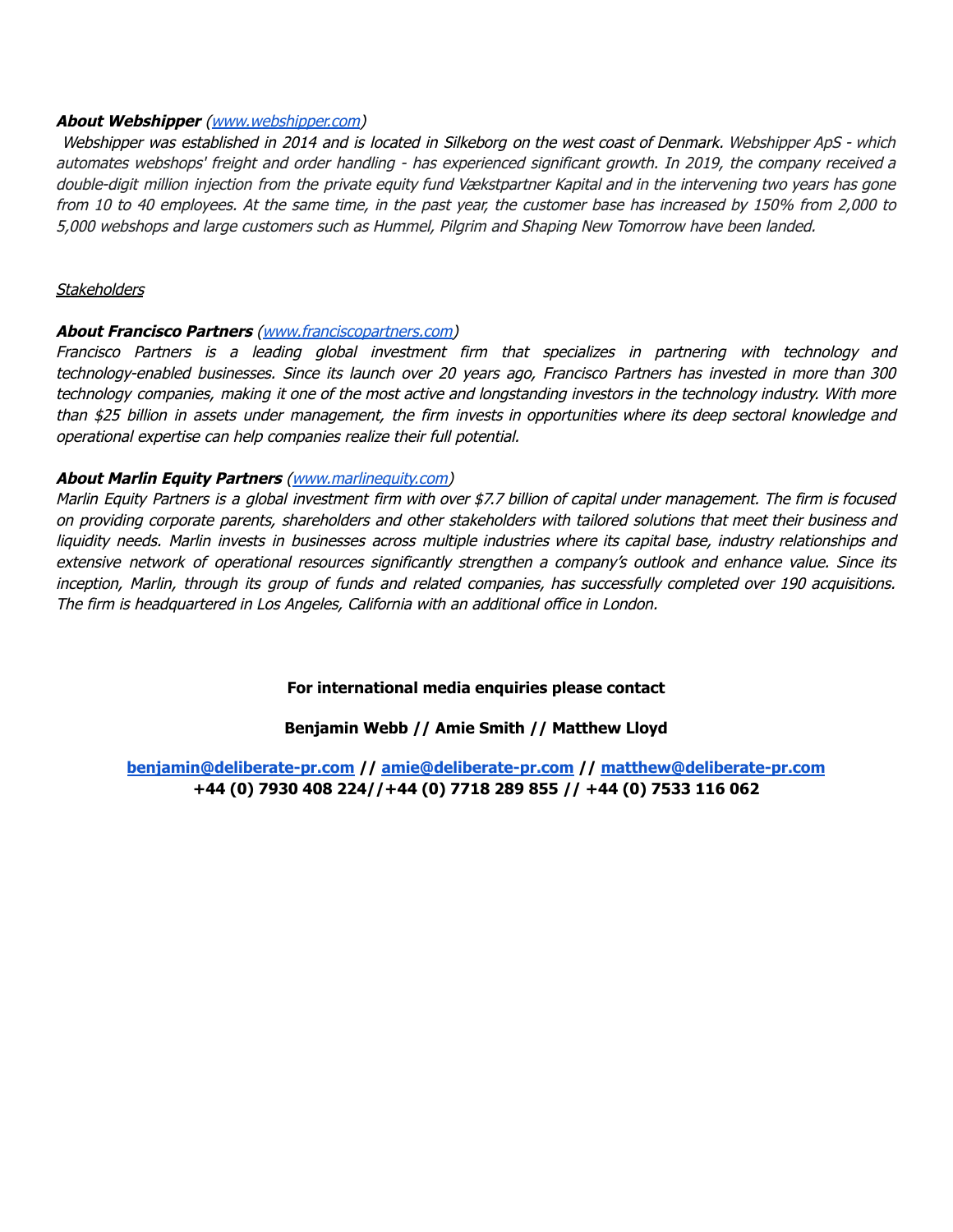***About Webshipper*** *([www.webshipper.com](http://www.webshipper.com))*
*Webshipper was established in 2014 and is located in Silkeborg on the west coast of Denmark. Webshipper ApS - which automates webshops' freight and order handling - has experienced significant growth. In 2019, the company received a double-digit million injection from the private equity fund Vækstpartner Kapital and in the intervening two years has gone from 10 to 40 employees. At the same time, in the past year, the customer base has increased by 150% from 2,000 to 5,000 webshops and large customers such as Hummel, Pilgrim and Shaping New Tomorrow have been landed.*

*Stakeholders*

***About Francisco Partners*** *([www.franciscopartners.com](http://www.franciscopartners.com))*
*Francisco Partners is a leading global investment firm that specializes in partnering with technology and technology-enabled businesses. Since its launch over 20 years ago, Francisco Partners has invested in more than 300 technology companies, making it one of the most active and longstanding investors in the technology industry. With more than $25 billion in assets under management, the firm invests in opportunities where its deep sectoral knowledge and operational expertise can help companies realize their full potential.*

***About Marlin Equity Partners*** *([www.marlinequity.com](http://www.marlinequity.com))*
*Marlin Equity Partners is a global investment firm with over $7.7 billion of capital under management. The firm is focused on providing corporate parents, shareholders and other stakeholders with tailored solutions that meet their business and liquidity needs. Marlin invests in businesses across multiple industries where its capital base, industry relationships and extensive network of operational resources significantly strengthen a company's outlook and enhance value. Since its inception, Marlin, through its group of funds and related companies, has successfully completed over 190 acquisitions. The firm is headquartered in Los Angeles, California with an additional office in London.*

**For international media enquiries please contact**

**Benjamin Webb // Amie Smith // Matthew Lloyd**

**[benjamin@deliberate-pr.com](mailto:benjamin@deliberate-pr.com) // [amie@deliberate-pr.com](mailto:amie@deliberate-pr.com) // [matthew@deliberate-pr.com](mailto:matthew@deliberate-pr.com)**
**+44 (0) 7930 408 224//+44 (0) 7718 289 855 // +44 (0) 7533 116 062**